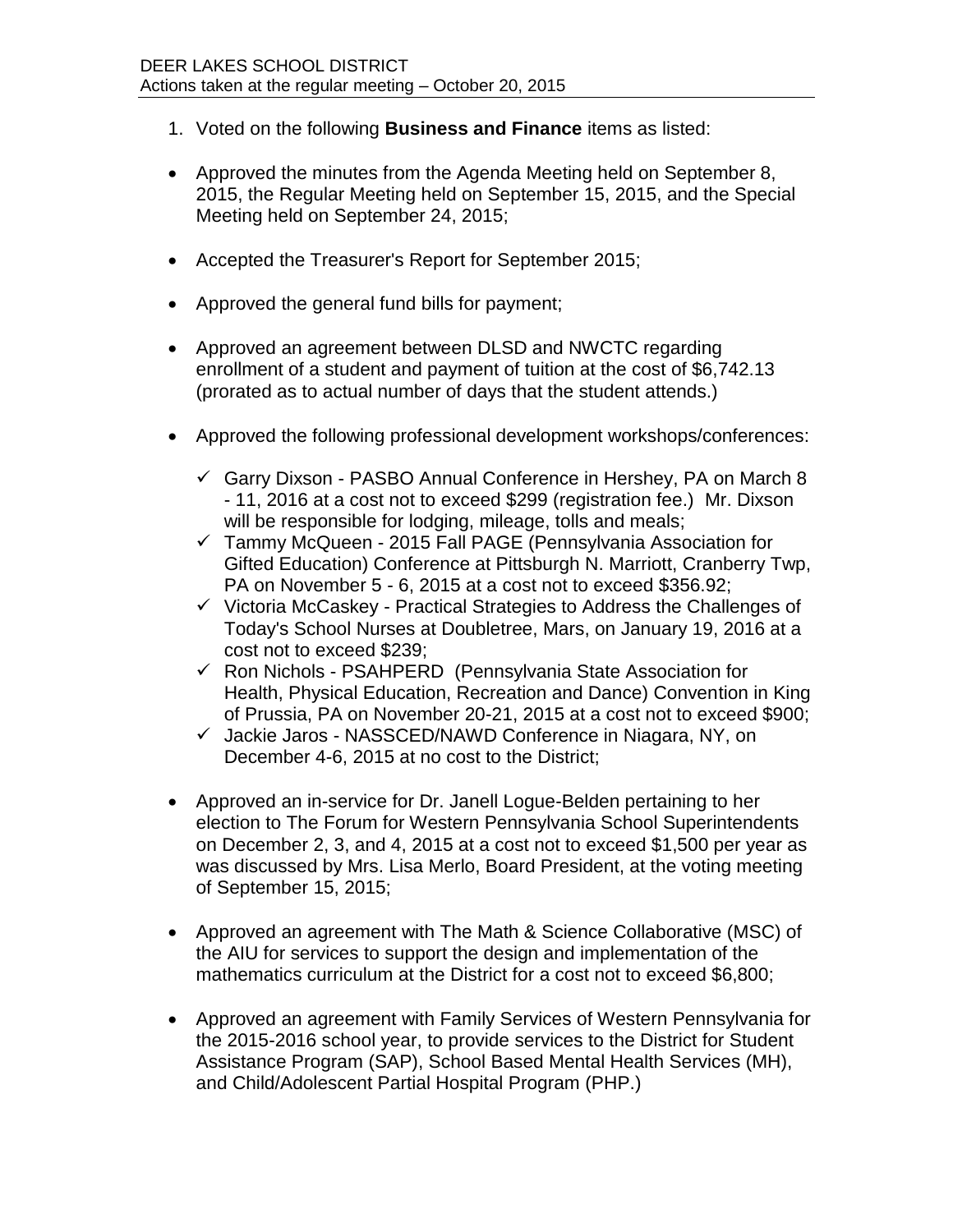DEER LAKES SCHOOL DISTRICT
Actions taken at the regular meeting – October 20, 2015

1. Voted on the following **Business and Finance** items as listed:

- Approved the minutes from the Agenda Meeting held on September 8, 2015, the Regular Meeting held on September 15, 2015, and the Special Meeting held on September 24, 2015;

- Accepted the Treasurer's Report for September 2015;

- Approved the general fund bills for payment;

- Approved an agreement between DLSD and NWCTC regarding enrollment of a student and payment of tuition at the cost of $6,742.13 (prorated as to actual number of days that the student attends.)

- Approved the following professional development workshops/conferences:
  - ✓ Garry Dixson - PASBO Annual Conference in Hershey, PA on March 8 - 11, 2016 at a cost not to exceed $299 (registration fee.) Mr. Dixson will be responsible for lodging, mileage, tolls and meals;
  - ✓ Tammy McQueen - 2015 Fall PAGE (Pennsylvania Association for Gifted Education) Conference at Pittsburgh N. Marriott, Cranberry Twp, PA on November 5 - 6, 2015 at a cost not to exceed $356.92;
  - ✓ Victoria McCaskey - Practical Strategies to Address the Challenges of Today's School Nurses at Doubletree, Mars, on January 19, 2016 at a cost not to exceed $239;
  - ✓ Ron Nichols - PSAHPERD (Pennsylvania State Association for Health, Physical Education, Recreation and Dance) Convention in King of Prussia, PA on November 20-21, 2015 at a cost not to exceed $900;
  - ✓ Jackie Jaros - NASSCED/NAWD Conference in Niagara, NY, on December 4-6, 2015 at no cost to the District;

- Approved an in-service for Dr. Janell Logue-Belden pertaining to her election to The Forum for Western Pennsylvania School Superintendents on December 2, 3, and 4, 2015 at a cost not to exceed $1,500 per year as was discussed by Mrs. Lisa Merlo, Board President, at the voting meeting of September 15, 2015;

- Approved an agreement with The Math & Science Collaborative (MSC) of the AIU for services to support the design and implementation of the mathematics curriculum at the District for a cost not to exceed $6,800;

- Approved an agreement with Family Services of Western Pennsylvania for the 2015-2016 school year, to provide services to the District for Student Assistance Program (SAP), School Based Mental Health Services (MH), and Child/Adolescent Partial Hospital Program (PHP.)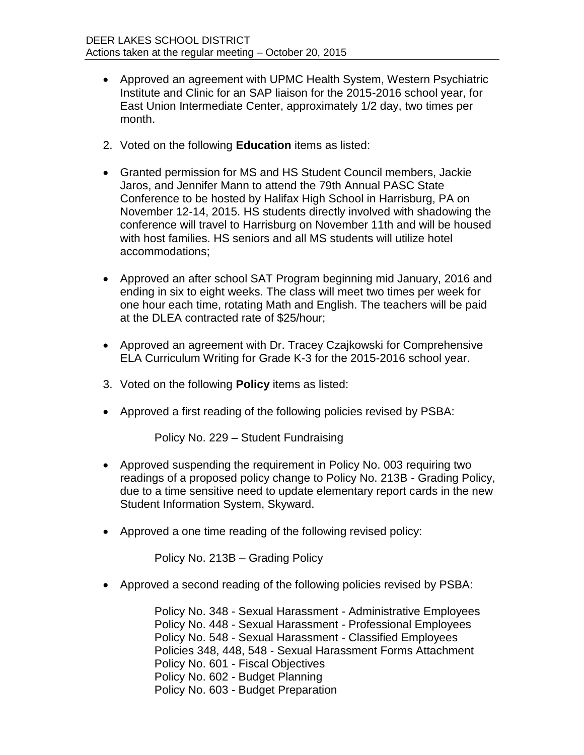- Approved an agreement with UPMC Health System, Western Psychiatric Institute and Clinic for an SAP liaison for the 2015-2016 school year, for East Union Intermediate Center, approximately 1/2 day, two times per month.

2. Voted on the following **Education** items as listed:

- Granted permission for MS and HS Student Council members, Jackie Jaros, and Jennifer Mann to attend the 79th Annual PASC State Conference to be hosted by Halifax High School in Harrisburg, PA on November 12-14, 2015. HS students directly involved with shadowing the conference will travel to Harrisburg on November 11th and will be housed with host families. HS seniors and all MS students will utilize hotel accommodations;

- Approved an after school SAT Program beginning mid January, 2016 and ending in six to eight weeks. The class will meet two times per week for one hour each time, rotating Math and English. The teachers will be paid at the DLEA contracted rate of $25/hour;

- Approved an agreement with Dr. Tracey Czajkowski for Comprehensive ELA Curriculum Writing for Grade K-3 for the 2015-2016 school year.

3. Voted on the following **Policy** items as listed:

- Approved a first reading of the following policies revised by PSBA:

  Policy No. 229 – Student Fundraising

- Approved suspending the requirement in Policy No. 003 requiring two readings of a proposed policy change to Policy No. 213B - Grading Policy, due to a time sensitive need to update elementary report cards in the new Student Information System, Skyward.

- Approved a one time reading of the following revised policy:

  Policy No. 213B – Grading Policy

- Approved a second reading of the following policies revised by PSBA:

  Policy No. 348 - Sexual Harassment - Administrative Employees
  Policy No. 448 - Sexual Harassment - Professional Employees
  Policy No. 548 - Sexual Harassment - Classified Employees
  Policies 348, 448, 548 - Sexual Harassment Forms Attachment
  Policy No. 601 - Fiscal Objectives
  Policy No. 602 - Budget Planning
  Policy No. 603 - Budget Preparation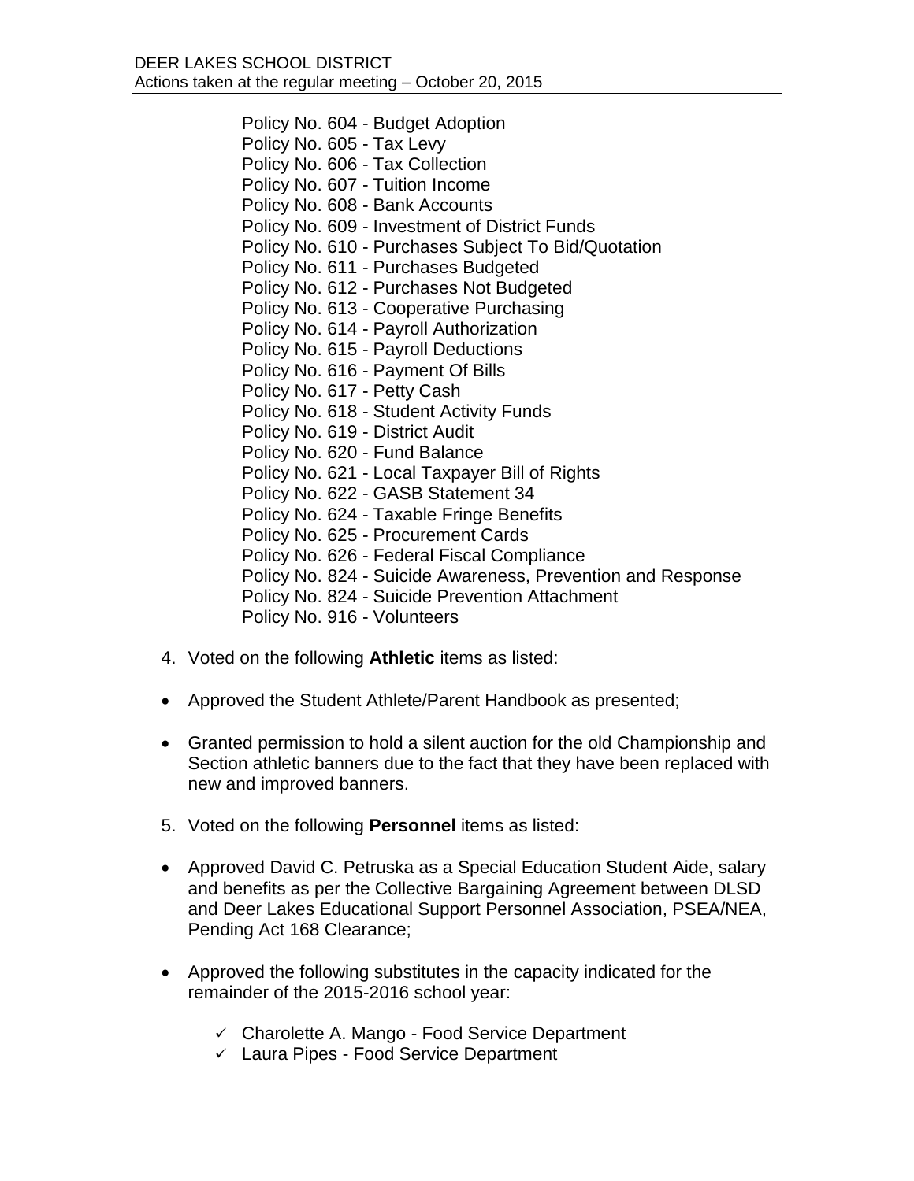- Policy No. 604 - Budget Adoption
- Policy No. 605 - Tax Levy
- Policy No. 606 - Tax Collection
- Policy No. 607 - Tuition Income
- Policy No. 608 - Bank Accounts
- Policy No. 609 - Investment of District Funds
- Policy No. 610 - Purchases Subject To Bid/Quotation
- Policy No. 611 - Purchases Budgeted
- Policy No. 612 - Purchases Not Budgeted
- Policy No. 613 - Cooperative Purchasing
- Policy No. 614 - Payroll Authorization
- Policy No. 615 - Payroll Deductions
- Policy No. 616 - Payment Of Bills
- Policy No. 617 - Petty Cash
- Policy No. 618 - Student Activity Funds
- Policy No. 619 - District Audit
- Policy No. 620 - Fund Balance
- Policy No. 621 - Local Taxpayer Bill of Rights
- Policy No. 622 - GASB Statement 34
- Policy No. 624 - Taxable Fringe Benefits
- Policy No. 625 - Procurement Cards
- Policy No. 626 - Federal Fiscal Compliance
- Policy No. 824 - Suicide Awareness, Prevention and Response
- Policy No. 824 - Suicide Prevention Attachment
- Policy No. 916 - Volunteers

4. Voted on the following **Athletic** items as listed:

- Approved the Student Athlete/Parent Handbook as presented;

- Granted permission to hold a silent auction for the old Championship and Section athletic banners due to the fact that they have been replaced with new and improved banners.

5. Voted on the following **Personnel** items as listed:

- Approved David C. Petruska as a Special Education Student Aide, salary and benefits as per the Collective Bargaining Agreement between DLSD and Deer Lakes Educational Support Personnel Association, PSEA/NEA, Pending Act 168 Clearance;

- Approved the following substitutes in the capacity indicated for the remainder of the 2015-2016 school year:

  - ✓ Charolette A. Mango - Food Service Department
  - ✓ Laura Pipes - Food Service Department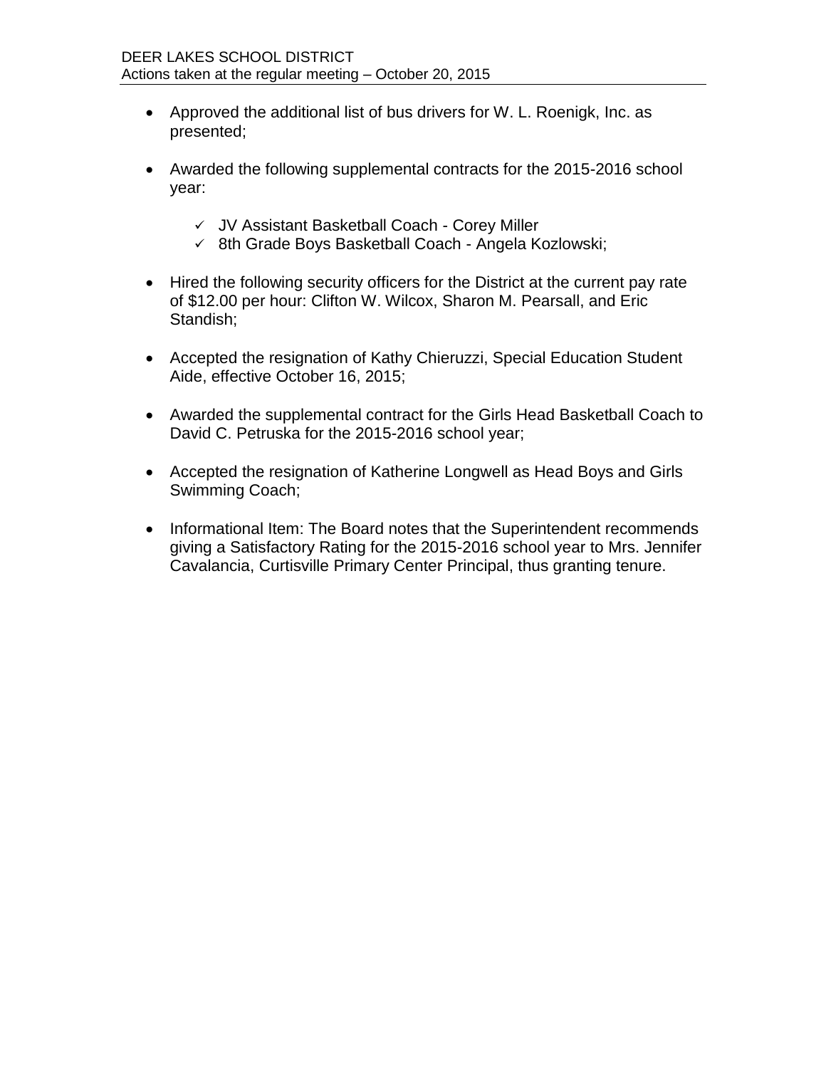- Approved the additional list of bus drivers for W. L. Roenigk, Inc. as presented;

- Awarded the following supplemental contracts for the 2015-2016 school year:

  - ✓ JV Assistant Basketball Coach - Corey Miller
  - ✓ 8th Grade Boys Basketball Coach - Angela Kozlowski;

- Hired the following security officers for the District at the current pay rate of $12.00 per hour: Clifton W. Wilcox, Sharon M. Pearsall, and Eric Standish;

- Accepted the resignation of Kathy Chieruzzi, Special Education Student Aide, effective October 16, 2015;

- Awarded the supplemental contract for the Girls Head Basketball Coach to David C. Petruska for the 2015-2016 school year;

- Accepted the resignation of Katherine Longwell as Head Boys and Girls Swimming Coach;

- Informational Item: The Board notes that the Superintendent recommends giving a Satisfactory Rating for the 2015-2016 school year to Mrs. Jennifer Cavalancia, Curtisville Primary Center Principal, thus granting tenure.